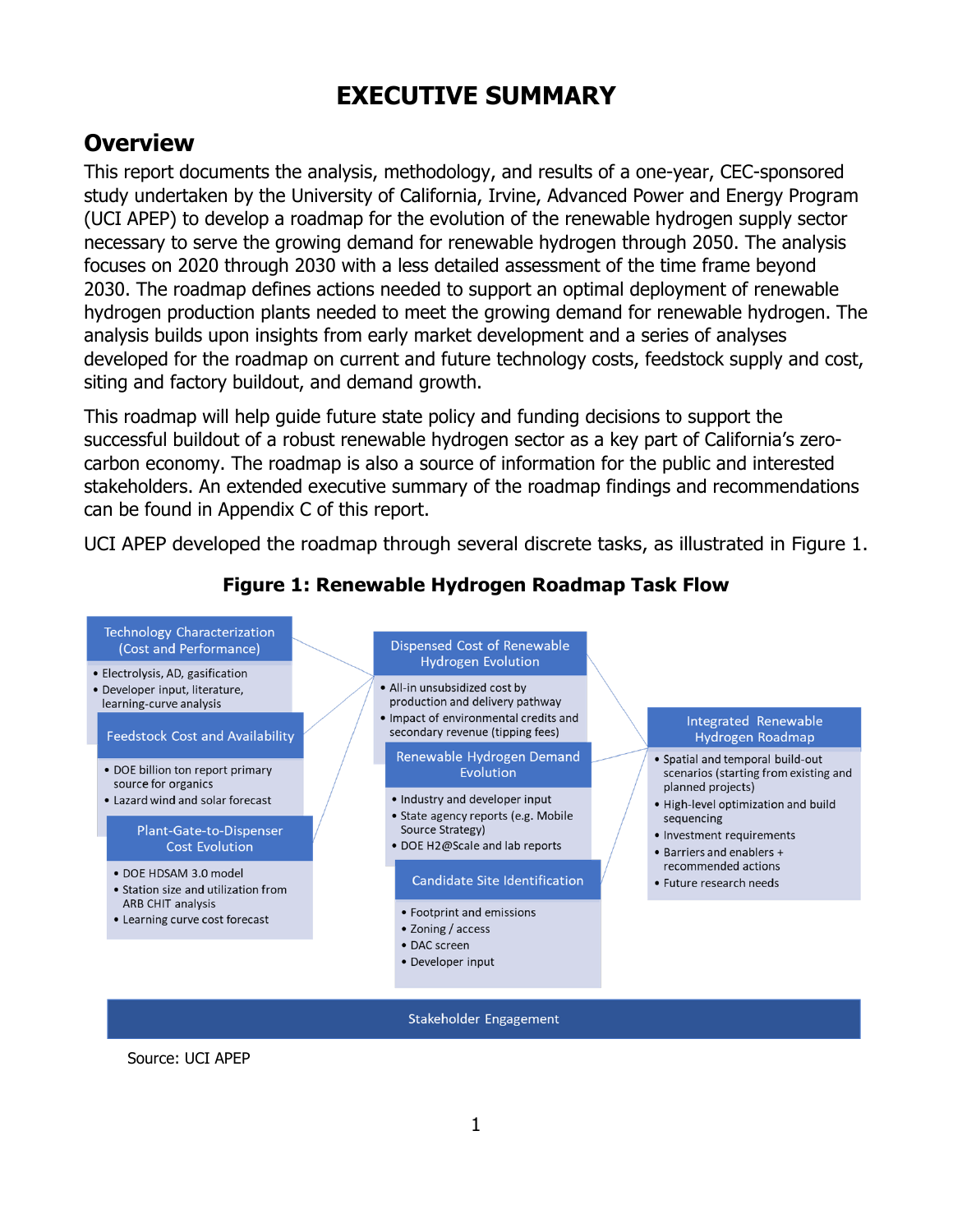# EXECUTIVE SUMMARY

## Overview

This report documents the analysis, methodology, and results of a one-year, CEC-sponsored study undertaken by the University of California, Irvine, Advanced Power and Energy Program (UCI APEP) to develop a roadmap for the evolution of the renewable hydrogen supply sector necessary to serve the growing demand for renewable hydrogen through 2050. The analysis focuses on 2020 through 2030 with a less detailed assessment of the time frame beyond 2030. The roadmap defines actions needed to support an optimal deployment of renewable hydrogen production plants needed to meet the growing demand for renewable hydrogen. The analysis builds upon insights from early market development and a series of analyses developed for the roadmap on current and future technology costs, feedstock supply and cost, siting and factory buildout, and demand growth.

This roadmap will help guide future state policy and funding decisions to support the successful buildout of a robust renewable hydrogen sector as a key part of California's zero-carbon economy. The roadmap is also a source of information for the public and interested stakeholders. An extended executive summary of the roadmap findings and recommendations can be found in Appendix C of this report.

UCI APEP developed the roadmap through several discrete tasks, as illustrated in Figure 1.

**Figure 1: Renewable Hydrogen Roadmap Task Flow**

**Technology Characterization (Cost and Performance)**
- Electrolysis, AD, gasification
- Developer input, literature, learning-curve analysis

**Feedstock Cost and Availability**
- DOE billion ton report primary source for organics
- Lazard wind and solar forecast

**Plant-Gate-to-Dispenser Cost Evolution**
- DOE HDSAM 3.0 model
- Station size and utilization from ARB CHIT analysis
- Learning curve cost forecast

**Dispensed Cost of Renewable Hydrogen Evolution**
- All-in unsubsidized cost by production and delivery pathway
- Impact of environmental credits and secondary revenue (tipping fees)

**Renewable Hydrogen Demand Evolution**
- Industry and developer input
- State agency reports (e.g. Mobile Source Strategy)
- DOE H2@Scale and lab reports

**Candidate Site Identification**
- Footprint and emissions
- Zoning / access
- DAC screen
- Developer input

**Integrated Renewable Hydrogen Roadmap**
- Spatial and temporal build-out scenarios (starting from existing and planned projects)
- High-level optimization and build sequencing
- Investment requirements
- Barriers and enablers + recommended actions
- Future research needs

**Stakeholder Engagement**

Source: UCI APEP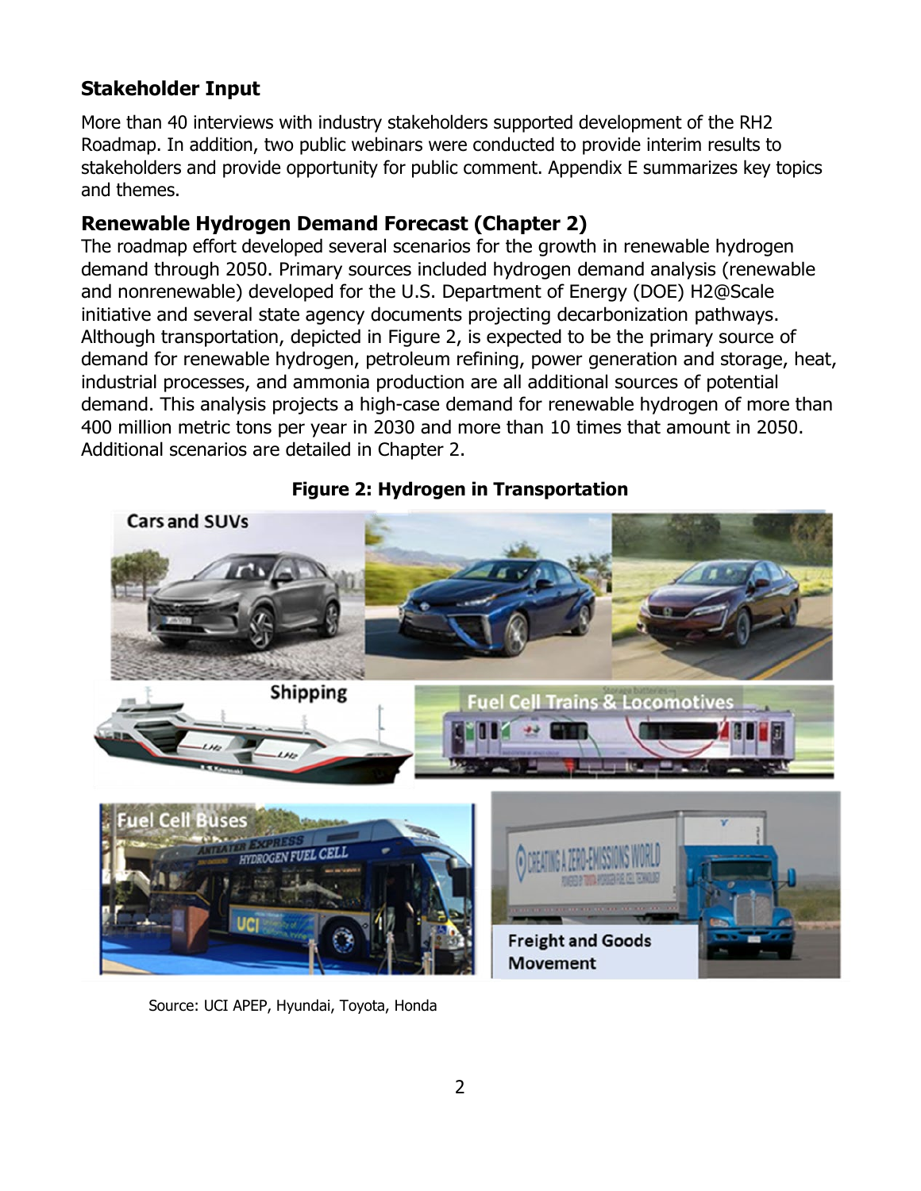## Stakeholder Input

More than 40 interviews with industry stakeholders supported development of the RH2 Roadmap. In addition, two public webinars were conducted to provide interim results to stakeholders and provide opportunity for public comment. Appendix E summarizes key topics and themes.

## Renewable Hydrogen Demand Forecast (Chapter 2)

The roadmap effort developed several scenarios for the growth in renewable hydrogen demand through 2050. Primary sources included hydrogen demand analysis (renewable and nonrenewable) developed for the U.S. Department of Energy (DOE) H2@Scale initiative and several state agency documents projecting decarbonization pathways. Although transportation, depicted in Figure 2, is expected to be the primary source of demand for renewable hydrogen, petroleum refining, power generation and storage, heat, industrial processes, and ammonia production are all additional sources of potential demand. This analysis projects a high-case demand for renewable hydrogen of more than 400 million metric tons per year in 2030 and more than 10 times that amount in 2050. Additional scenarios are detailed in Chapter 2.

**Figure 2: Hydrogen in Transportation**

Source: UCI APEP, Hyundai, Toyota, Honda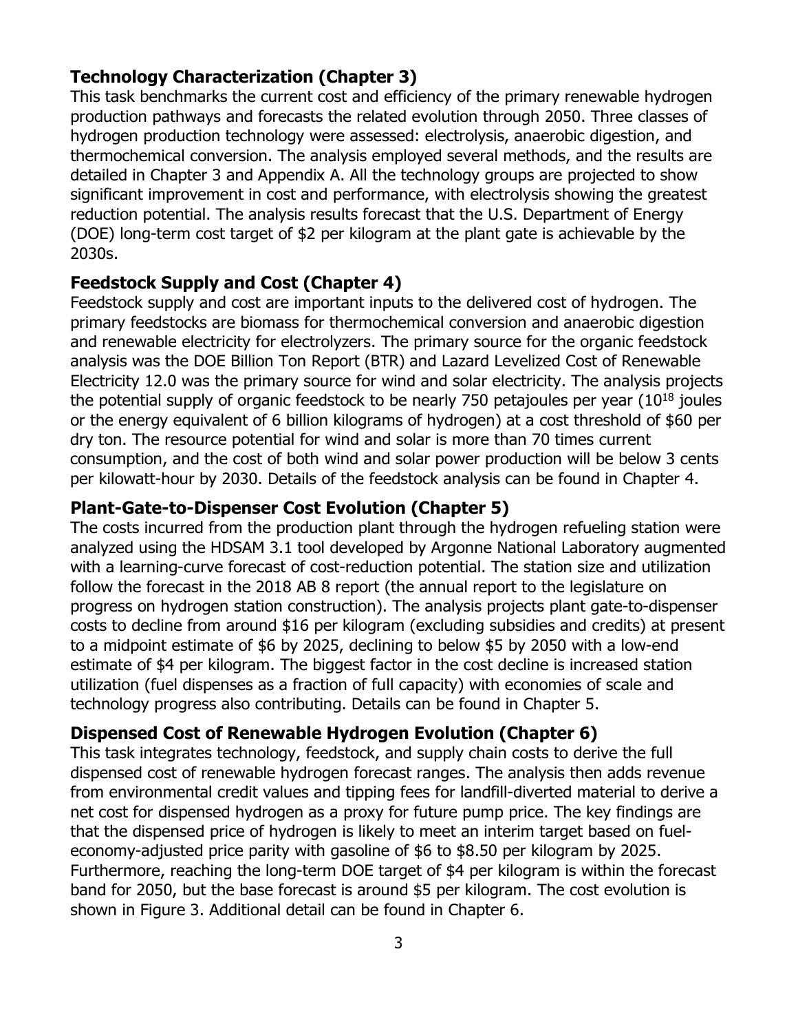### Technology Characterization (Chapter 3)

This task benchmarks the current cost and efficiency of the primary renewable hydrogen production pathways and forecasts the related evolution through 2050. Three classes of hydrogen production technology were assessed: electrolysis, anaerobic digestion, and thermochemical conversion. The analysis employed several methods, and the results are detailed in Chapter 3 and Appendix A. All the technology groups are projected to show significant improvement in cost and performance, with electrolysis showing the greatest reduction potential. The analysis results forecast that the U.S. Department of Energy (DOE) long-term cost target of $2 per kilogram at the plant gate is achievable by the 2030s.

### Feedstock Supply and Cost (Chapter 4)

Feedstock supply and cost are important inputs to the delivered cost of hydrogen. The primary feedstocks are biomass for thermochemical conversion and anaerobic digestion and renewable electricity for electrolyzers. The primary source for the organic feedstock analysis was the DOE Billion Ton Report (BTR) and Lazard Levelized Cost of Renewable Electricity 12.0 was the primary source for wind and solar electricity. The analysis projects the potential supply of organic feedstock to be nearly 750 petajoules per year ($10^{18}$ joules or the energy equivalent of 6 billion kilograms of hydrogen) at a cost threshold of $60 per dry ton. The resource potential for wind and solar is more than 70 times current consumption, and the cost of both wind and solar power production will be below 3 cents per kilowatt-hour by 2030. Details of the feedstock analysis can be found in Chapter 4.

### Plant-Gate-to-Dispenser Cost Evolution (Chapter 5)

The costs incurred from the production plant through the hydrogen refueling station were analyzed using the HDSAM 3.1 tool developed by Argonne National Laboratory augmented with a learning-curve forecast of cost-reduction potential. The station size and utilization follow the forecast in the 2018 AB 8 report (the annual report to the legislature on progress on hydrogen station construction). The analysis projects plant gate-to-dispenser costs to decline from around $16 per kilogram (excluding subsidies and credits) at present to a midpoint estimate of $6 by 2025, declining to below $5 by 2050 with a low-end estimate of $4 per kilogram. The biggest factor in the cost decline is increased station utilization (fuel dispenses as a fraction of full capacity) with economies of scale and technology progress also contributing. Details can be found in Chapter 5.

### Dispensed Cost of Renewable Hydrogen Evolution (Chapter 6)

This task integrates technology, feedstock, and supply chain costs to derive the full dispensed cost of renewable hydrogen forecast ranges. The analysis then adds revenue from environmental credit values and tipping fees for landfill-diverted material to derive a net cost for dispensed hydrogen as a proxy for future pump price. The key findings are that the dispensed price of hydrogen is likely to meet an interim target based on fuel-economy-adjusted price parity with gasoline of $6 to $8.50 per kilogram by 2025. Furthermore, reaching the long-term DOE target of $4 per kilogram is within the forecast band for 2050, but the base forecast is around $5 per kilogram. The cost evolution is shown in Figure 3. Additional detail can be found in Chapter 6.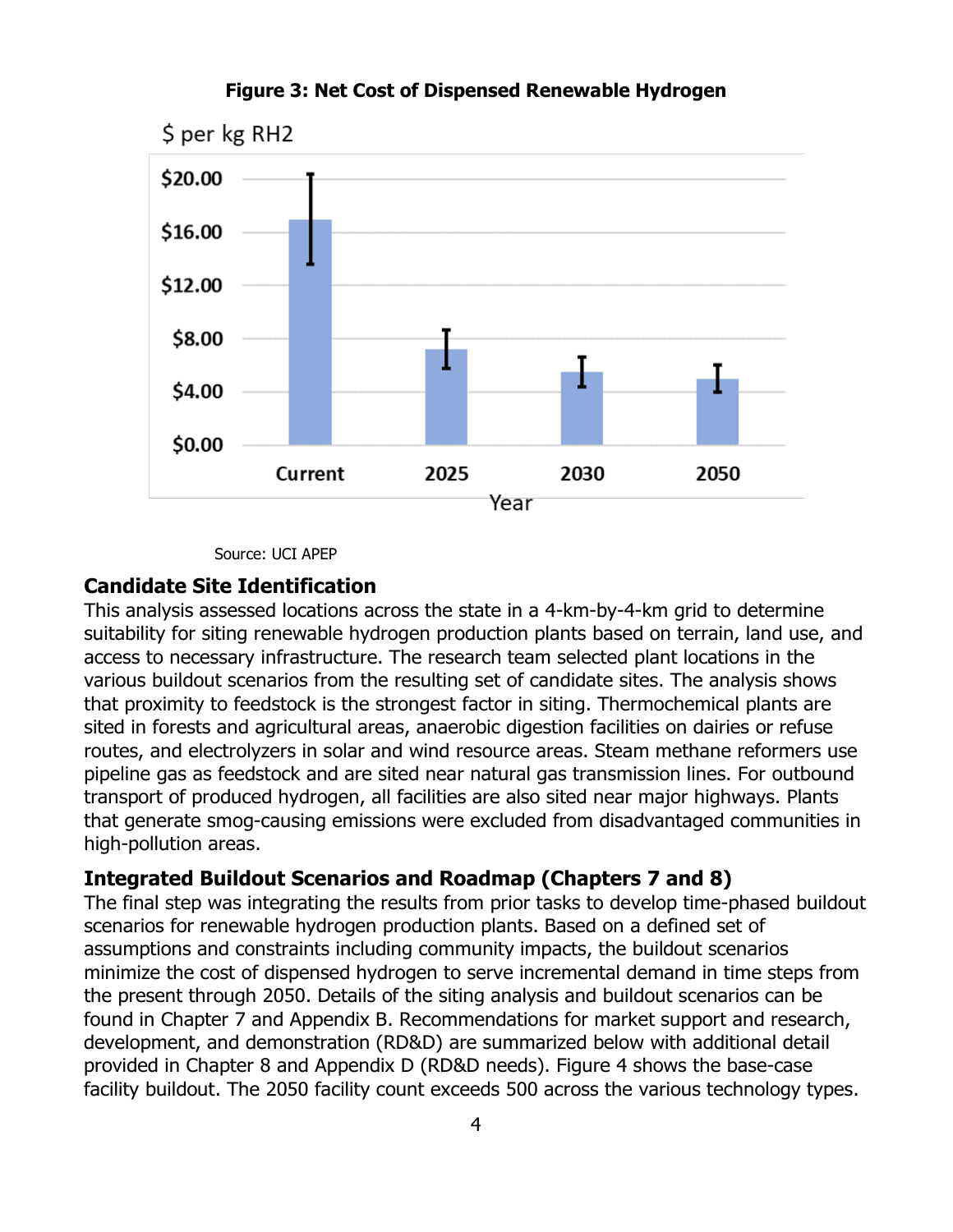**Figure 3: Net Cost of Dispensed Renewable Hydrogen**

Source: UCI APEP

## Candidate Site Identification

This analysis assessed locations across the state in a 4-km-by-4-km grid to determine suitability for siting renewable hydrogen production plants based on terrain, land use, and access to necessary infrastructure. The research team selected plant locations in the various buildout scenarios from the resulting set of candidate sites. The analysis shows that proximity to feedstock is the strongest factor in siting. Thermochemical plants are sited in forests and agricultural areas, anaerobic digestion facilities on dairies or refuse routes, and electrolyzers in solar and wind resource areas. Steam methane reformers use pipeline gas as feedstock and are sited near natural gas transmission lines. For outbound transport of produced hydrogen, all facilities are also sited near major highways. Plants that generate smog-causing emissions were excluded from disadvantaged communities in high-pollution areas.

## Integrated Buildout Scenarios and Roadmap (Chapters 7 and 8)

The final step was integrating the results from prior tasks to develop time-phased buildout scenarios for renewable hydrogen production plants. Based on a defined set of assumptions and constraints including community impacts, the buildout scenarios minimize the cost of dispensed hydrogen to serve incremental demand in time steps from the present through 2050. Details of the siting analysis and buildout scenarios can be found in Chapter 7 and Appendix B. Recommendations for market support and research, development, and demonstration (RD&D) are summarized below with additional detail provided in Chapter 8 and Appendix D (RD&D needs). Figure 4 shows the base-case facility buildout. The 2050 facility count exceeds 500 across the various technology types.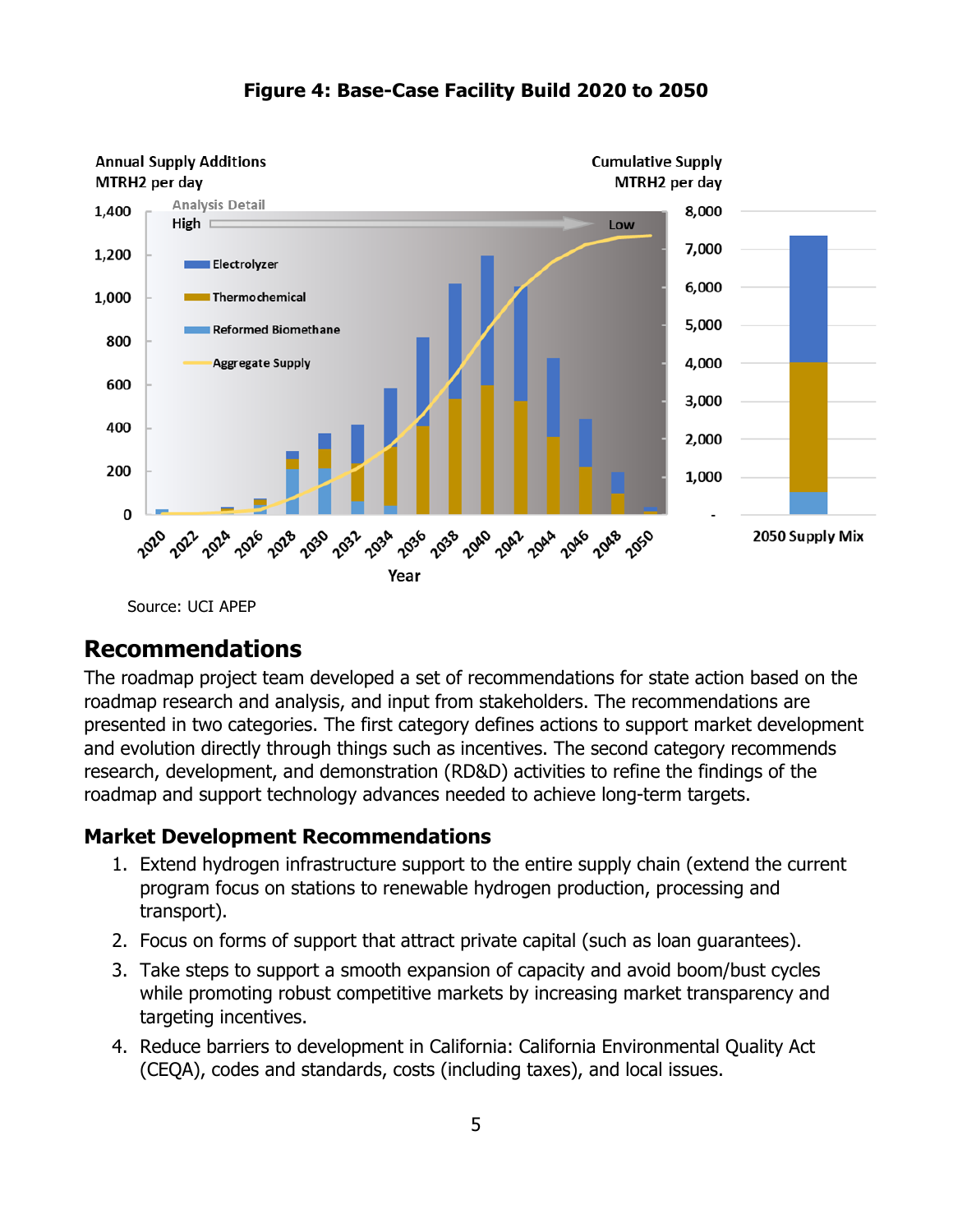**Figure 4: Base-Case Facility Build 2020 to 2050**

Source: UCI APEP

## Recommendations

The roadmap project team developed a set of recommendations for state action based on the roadmap research and analysis, and input from stakeholders. The recommendations are presented in two categories. The first category defines actions to support market development and evolution directly through things such as incentives. The second category recommends research, development, and demonstration (RD&D) activities to refine the findings of the roadmap and support technology advances needed to achieve long-term targets.

### Market Development Recommendations

1. Extend hydrogen infrastructure support to the entire supply chain (extend the current program focus on stations to renewable hydrogen production, processing and transport).
2. Focus on forms of support that attract private capital (such as loan guarantees).
3. Take steps to support a smooth expansion of capacity and avoid boom/bust cycles while promoting robust competitive markets by increasing market transparency and targeting incentives.
4. Reduce barriers to development in California: California Environmental Quality Act (CEQA), codes and standards, costs (including taxes), and local issues.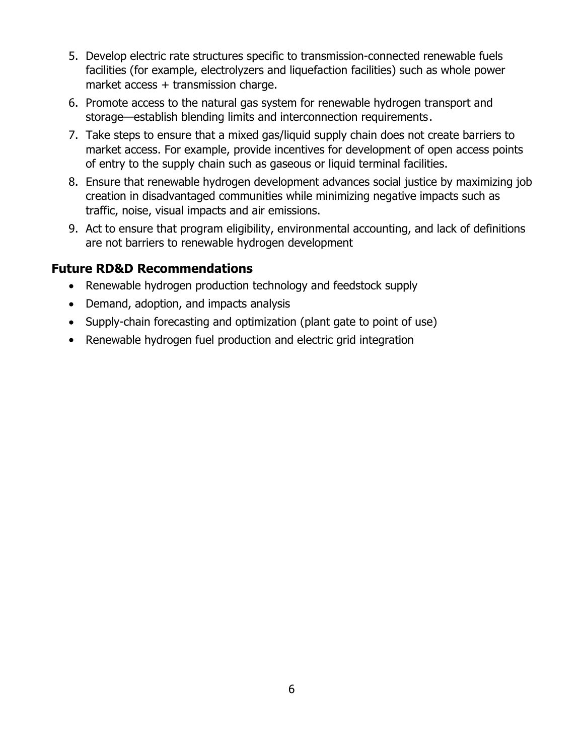5. Develop electric rate structures specific to transmission-connected renewable fuels facilities (for example, electrolyzers and liquefaction facilities) such as whole power market access + transmission charge.
6. Promote access to the natural gas system for renewable hydrogen transport and storage—establish blending limits and interconnection requirements.
7. Take steps to ensure that a mixed gas/liquid supply chain does not create barriers to market access. For example, provide incentives for development of open access points of entry to the supply chain such as gaseous or liquid terminal facilities.
8. Ensure that renewable hydrogen development advances social justice by maximizing job creation in disadvantaged communities while minimizing negative impacts such as traffic, noise, visual impacts and air emissions.
9. Act to ensure that program eligibility, environmental accounting, and lack of definitions are not barriers to renewable hydrogen development

## Future RD&D Recommendations

- Renewable hydrogen production technology and feedstock supply
- Demand, adoption, and impacts analysis
- Supply-chain forecasting and optimization (plant gate to point of use)
- Renewable hydrogen fuel production and electric grid integration